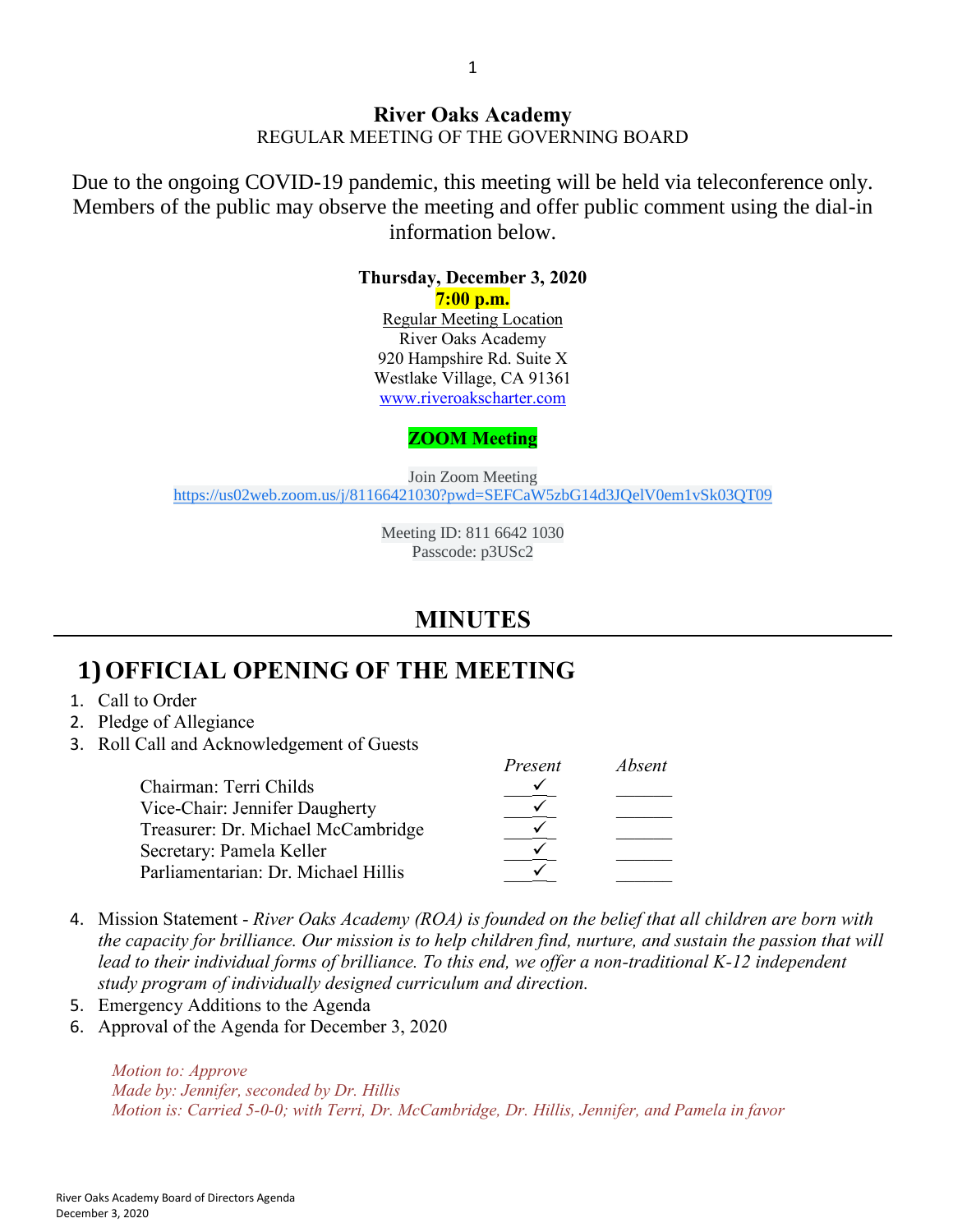**River Oaks Academy**
REGULAR MEETING OF THE GOVERNING BOARD

Due to the ongoing COVID-19 pandemic, this meeting will be held via teleconference only. Members of the public may observe the meeting and offer public comment using the dial-in information below.

**Thursday, December 3, 2020**
**7:00 p.m.**
Regular Meeting Location
River Oaks Academy
920 Hampshire Rd. Suite X
Westlake Village, CA 91361
www.riveroakscharter.com

**ZOOM Meeting**

Join Zoom Meeting
https://us02web.zoom.us/j/81166421030?pwd=SEFCaW5zbG14d3JQelV0em1vSk03QT09

Meeting ID: 811 6642 1030
Passcode: p3USc2

# MINUTES

## 1) OFFICIAL OPENING OF THE MEETING

1. Call to Order
2. Pledge of Allegiance
3. Roll Call and Acknowledgement of Guests

| | *Present* | *Absent* |
|---|---|---|
| Chairman: Terri Childs | ✓ | |
| Vice-Chair: Jennifer Daugherty | ✓ | |
| Treasurer: Dr. Michael McCambridge | ✓ | |
| Secretary: Pamela Keller | ✓ | |
| Parliamentarian: Dr. Michael Hillis | ✓ | |

4. Mission Statement - *River Oaks Academy (ROA) is founded on the belief that all children are born with the capacity for brilliance. Our mission is to help children find, nurture, and sustain the passion that will lead to their individual forms of brilliance. To this end, we offer a non-traditional K-12 independent study program of individually designed curriculum and direction.*
5. Emergency Additions to the Agenda
6. Approval of the Agenda for December 3, 2020

*Motion to: Approve*
*Made by: Jennifer, seconded by Dr. Hillis*
*Motion is: Carried 5-0-0; with Terri, Dr. McCambridge, Dr. Hillis, Jennifer, and Pamela in favor*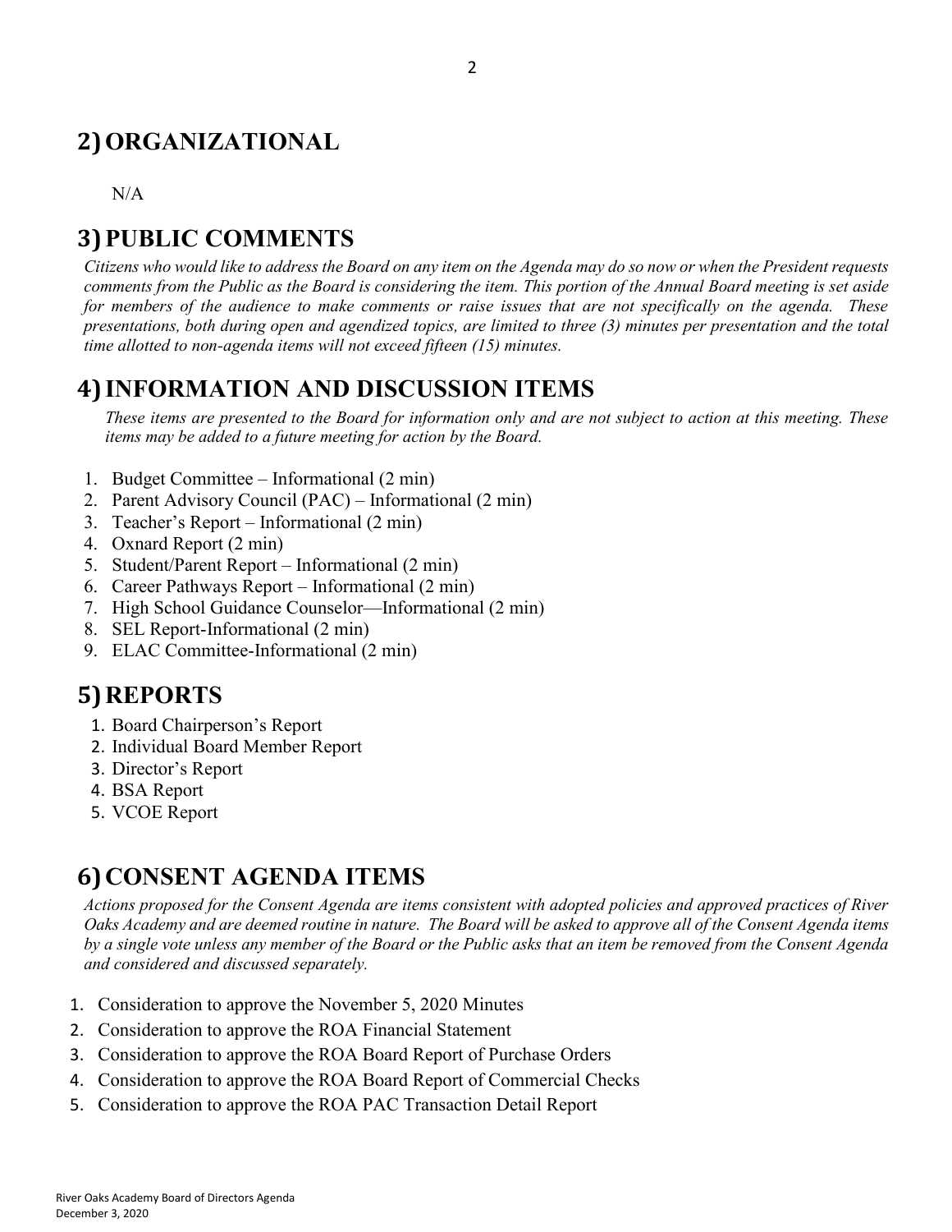## 2) ORGANIZATIONAL

N/A

## 3) PUBLIC COMMENTS

*Citizens who would like to address the Board on any item on the Agenda may do so now or when the President requests comments from the Public as the Board is considering the item. This portion of the Annual Board meeting is set aside for members of the audience to make comments or raise issues that are not specifically on the agenda. These presentations, both during open and agendized topics, are limited to three (3) minutes per presentation and the total time allotted to non-agenda items will not exceed fifteen (15) minutes.*

## 4) INFORMATION AND DISCUSSION ITEMS

*These items are presented to the Board for information only and are not subject to action at this meeting. These items may be added to a future meeting for action by the Board.*

1. Budget Committee – Informational (2 min)
2. Parent Advisory Council (PAC) – Informational (2 min)
3. Teacher's Report – Informational (2 min)
4. Oxnard Report (2 min)
5. Student/Parent Report – Informational (2 min)
6. Career Pathways Report – Informational (2 min)
7. High School Guidance Counselor—Informational (2 min)
8. SEL Report-Informational (2 min)
9. ELAC Committee-Informational (2 min)

## 5) REPORTS

1. Board Chairperson's Report
2. Individual Board Member Report
3. Director's Report
4. BSA Report
5. VCOE Report

## 6) CONSENT AGENDA ITEMS

*Actions proposed for the Consent Agenda are items consistent with adopted policies and approved practices of River Oaks Academy and are deemed routine in nature. The Board will be asked to approve all of the Consent Agenda items by a single vote unless any member of the Board or the Public asks that an item be removed from the Consent Agenda and considered and discussed separately.*

1. Consideration to approve the November 5, 2020 Minutes
2. Consideration to approve the ROA Financial Statement
3. Consideration to approve the ROA Board Report of Purchase Orders
4. Consideration to approve the ROA Board Report of Commercial Checks
5. Consideration to approve the ROA PAC Transaction Detail Report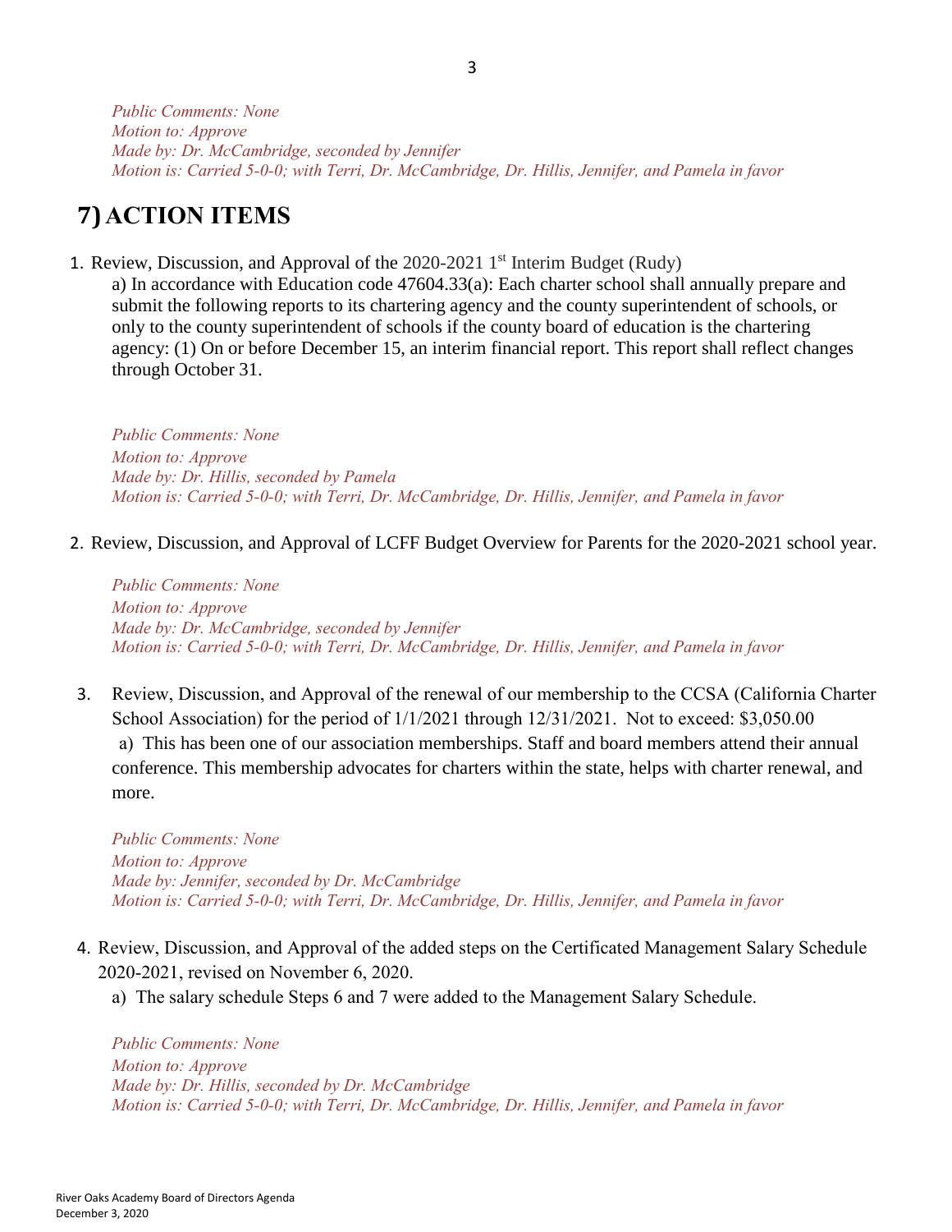*Public Comments: None*
*Motion to: Approve*
*Made by: Dr. McCambridge, seconded by Jennifer*
*Motion is: Carried 5-0-0; with Terri, Dr. McCambridge, Dr. Hillis, Jennifer, and Pamela in favor*

## 7) ACTION ITEMS

1. Review, Discussion, and Approval of the 2020-2021 1st Interim Budget (Rudy)

   a) In accordance with Education code 47604.33(a): Each charter school shall annually prepare and submit the following reports to its chartering agency and the county superintendent of schools, or only to the county superintendent of schools if the county board of education is the chartering agency: (1) On or before December 15, an interim financial report. This report shall reflect changes through October 31.

   *Public Comments: None*
   *Motion to: Approve*
   *Made by: Dr. Hillis, seconded by Pamela*
   *Motion is: Carried 5-0-0; with Terri, Dr. McCambridge, Dr. Hillis, Jennifer, and Pamela in favor*

2. Review, Discussion, and Approval of LCFF Budget Overview for Parents for the 2020-2021 school year.

   *Public Comments: None*
   *Motion to: Approve*
   *Made by: Dr. McCambridge, seconded by Jennifer*
   *Motion is: Carried 5-0-0; with Terri, Dr. McCambridge, Dr. Hillis, Jennifer, and Pamela in favor*

3. Review, Discussion, and Approval of the renewal of our membership to the CCSA (California Charter School Association) for the period of 1/1/2021 through 12/31/2021. Not to exceed: $3,050.00

   a) This has been one of our association memberships. Staff and board members attend their annual conference. This membership advocates for charters within the state, helps with charter renewal, and more.

   *Public Comments: None*
   *Motion to: Approve*
   *Made by: Jennifer, seconded by Dr. McCambridge*
   *Motion is: Carried 5-0-0; with Terri, Dr. McCambridge, Dr. Hillis, Jennifer, and Pamela in favor*

4. Review, Discussion, and Approval of the added steps on the Certificated Management Salary Schedule 2020-2021, revised on November 6, 2020.

   a) The salary schedule Steps 6 and 7 were added to the Management Salary Schedule.

   *Public Comments: None*
   *Motion to: Approve*
   *Made by: Dr. Hillis, seconded by Dr. McCambridge*
   *Motion is: Carried 5-0-0; with Terri, Dr. McCambridge, Dr. Hillis, Jennifer, and Pamela in favor*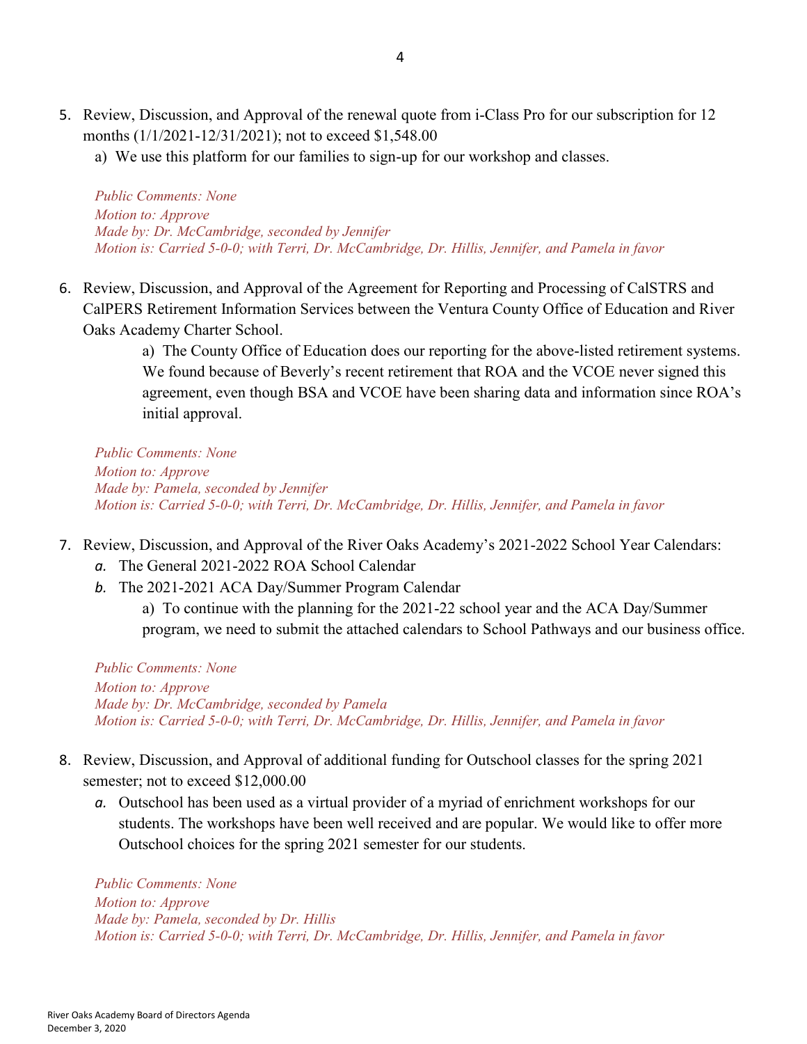5. Review, Discussion, and Approval of the renewal quote from i-Class Pro for our subscription for 12 months (1/1/2021-12/31/2021); not to exceed $1,548.00
   a) We use this platform for our families to sign-up for our workshop and classes.

   *Public Comments: None*
   *Motion to: Approve*
   *Made by: Dr. McCambridge, seconded by Jennifer*
   *Motion is: Carried 5-0-0; with Terri, Dr. McCambridge, Dr. Hillis, Jennifer, and Pamela in favor*

6. Review, Discussion, and Approval of the Agreement for Reporting and Processing of CalSTRS and CalPERS Retirement Information Services between the Ventura County Office of Education and River Oaks Academy Charter School.
   a) The County Office of Education does our reporting for the above-listed retirement systems. We found because of Beverly's recent retirement that ROA and the VCOE never signed this agreement, even though BSA and VCOE have been sharing data and information since ROA's initial approval.

   *Public Comments: None*
   *Motion to: Approve*
   *Made by: Pamela, seconded by Jennifer*
   *Motion is: Carried 5-0-0; with Terri, Dr. McCambridge, Dr. Hillis, Jennifer, and Pamela in favor*

7. Review, Discussion, and Approval of the River Oaks Academy's 2021-2022 School Year Calendars:
   a. The General 2021-2022 ROA School Calendar
   b. The 2021-2021 ACA Day/Summer Program Calendar
      a) To continue with the planning for the 2021-22 school year and the ACA Day/Summer program, we need to submit the attached calendars to School Pathways and our business office.

   *Public Comments: None*
   *Motion to: Approve*
   *Made by: Dr. McCambridge, seconded by Pamela*
   *Motion is: Carried 5-0-0; with Terri, Dr. McCambridge, Dr. Hillis, Jennifer, and Pamela in favor*

8. Review, Discussion, and Approval of additional funding for Outschool classes for the spring 2021 semester; not to exceed $12,000.00
   a. Outschool has been used as a virtual provider of a myriad of enrichment workshops for our students. The workshops have been well received and are popular. We would like to offer more Outschool choices for the spring 2021 semester for our students.

   *Public Comments: None*
   *Motion to: Approve*
   *Made by: Pamela, seconded by Dr. Hillis*
   *Motion is: Carried 5-0-0; with Terri, Dr. McCambridge, Dr. Hillis, Jennifer, and Pamela in favor*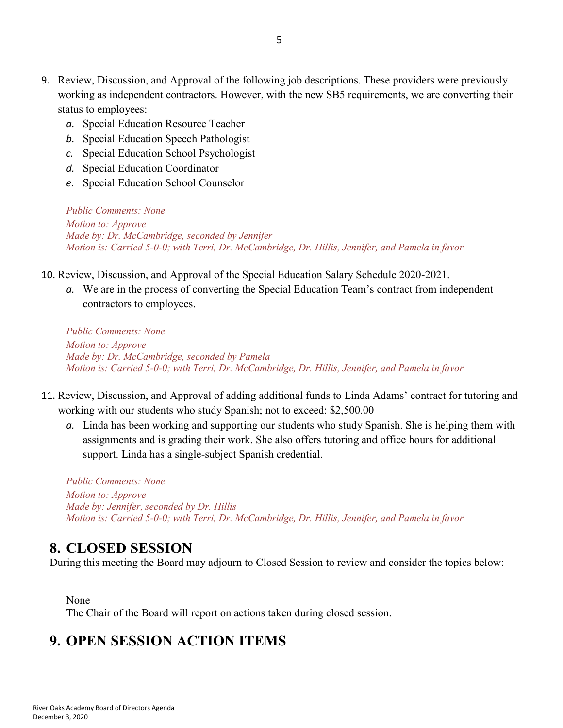9. Review, Discussion, and Approval of the following job descriptions. These providers were previously working as independent contractors. However, with the new SB5 requirements, we are converting their status to employees:
   a. Special Education Resource Teacher
   b. Special Education Speech Pathologist
   c. Special Education School Psychologist
   d. Special Education Coordinator
   e. Special Education School Counselor

   *Public Comments: None*
   *Motion to: Approve*
   *Made by: Dr. McCambridge, seconded by Jennifer*
   *Motion is: Carried 5-0-0; with Terri, Dr. McCambridge, Dr. Hillis, Jennifer, and Pamela in favor*

10. Review, Discussion, and Approval of the Special Education Salary Schedule 2020-2021.
    a. We are in the process of converting the Special Education Team's contract from independent contractors to employees.

    *Public Comments: None*
    *Motion to: Approve*
    *Made by: Dr. McCambridge, seconded by Pamela*
    *Motion is: Carried 5-0-0; with Terri, Dr. McCambridge, Dr. Hillis, Jennifer, and Pamela in favor*

11. Review, Discussion, and Approval of adding additional funds to Linda Adams' contract for tutoring and working with our students who study Spanish; not to exceed: $2,500.00
    a. Linda has been working and supporting our students who study Spanish. She is helping them with assignments and is grading their work. She also offers tutoring and office hours for additional support. Linda has a single-subject Spanish credential.

    *Public Comments: None*
    *Motion to: Approve*
    *Made by: Jennifer, seconded by Dr. Hillis*
    *Motion is: Carried 5-0-0; with Terri, Dr. McCambridge, Dr. Hillis, Jennifer, and Pamela in favor*

## 8. CLOSED SESSION

During this meeting the Board may adjourn to Closed Session to review and consider the topics below:

None
The Chair of the Board will report on actions taken during closed session.

## 9. OPEN SESSION ACTION ITEMS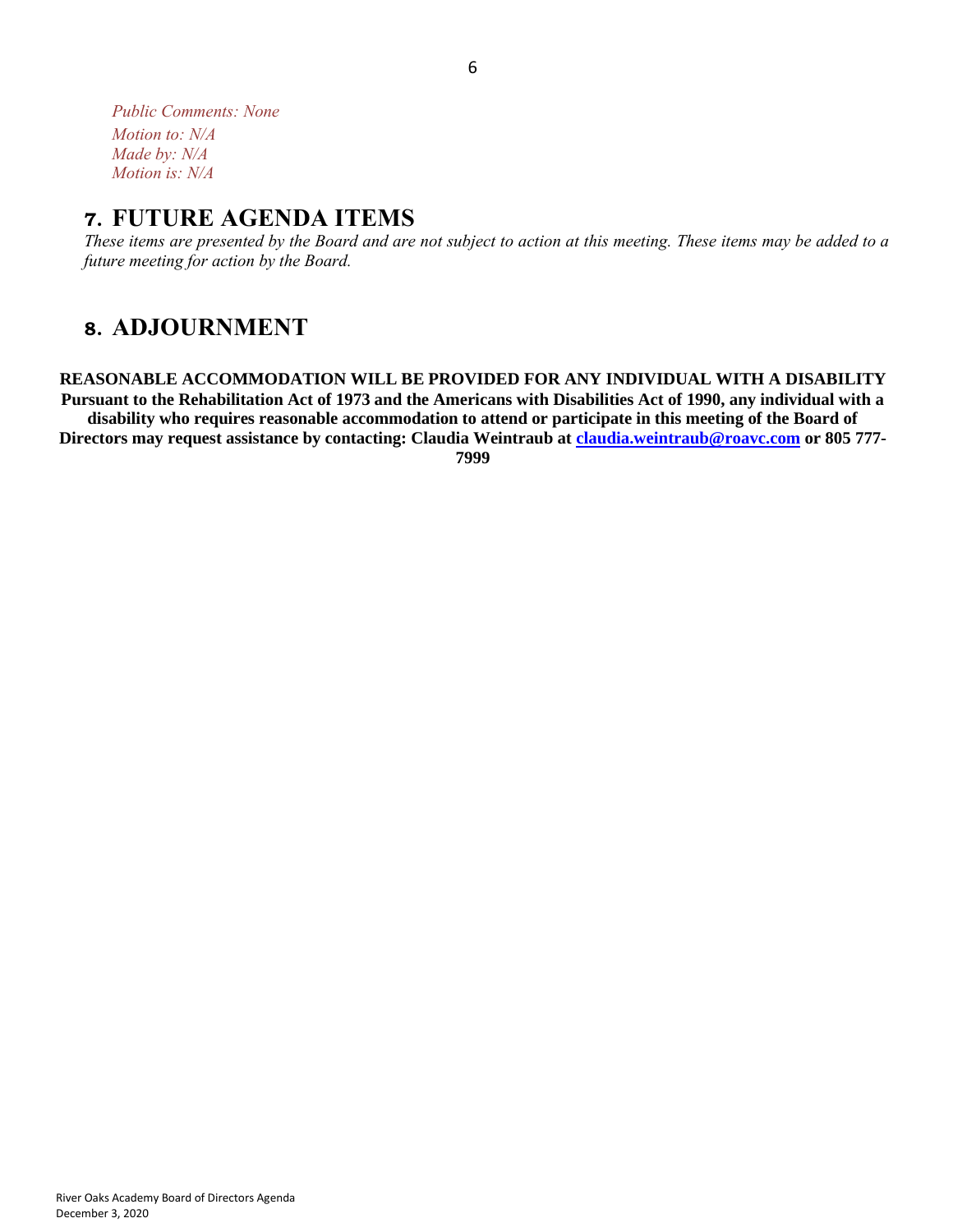*Public Comments: None*
*Motion to: N/A*
*Made by: N/A*
*Motion is: N/A*

## 7. FUTURE AGENDA ITEMS

*These items are presented by the Board and are not subject to action at this meeting. These items may be added to a future meeting for action by the Board.*

## 8. ADJOURNMENT

**REASONABLE ACCOMMODATION WILL BE PROVIDED FOR ANY INDIVIDUAL WITH A DISABILITY Pursuant to the Rehabilitation Act of 1973 and the Americans with Disabilities Act of 1990, any individual with a disability who requires reasonable accommodation to attend or participate in this meeting of the Board of Directors may request assistance by contacting: Claudia Weintraub at [claudia.weintraub@roavc.com](mailto:claudia.weintraub@roavc.com) or 805 777-7999**